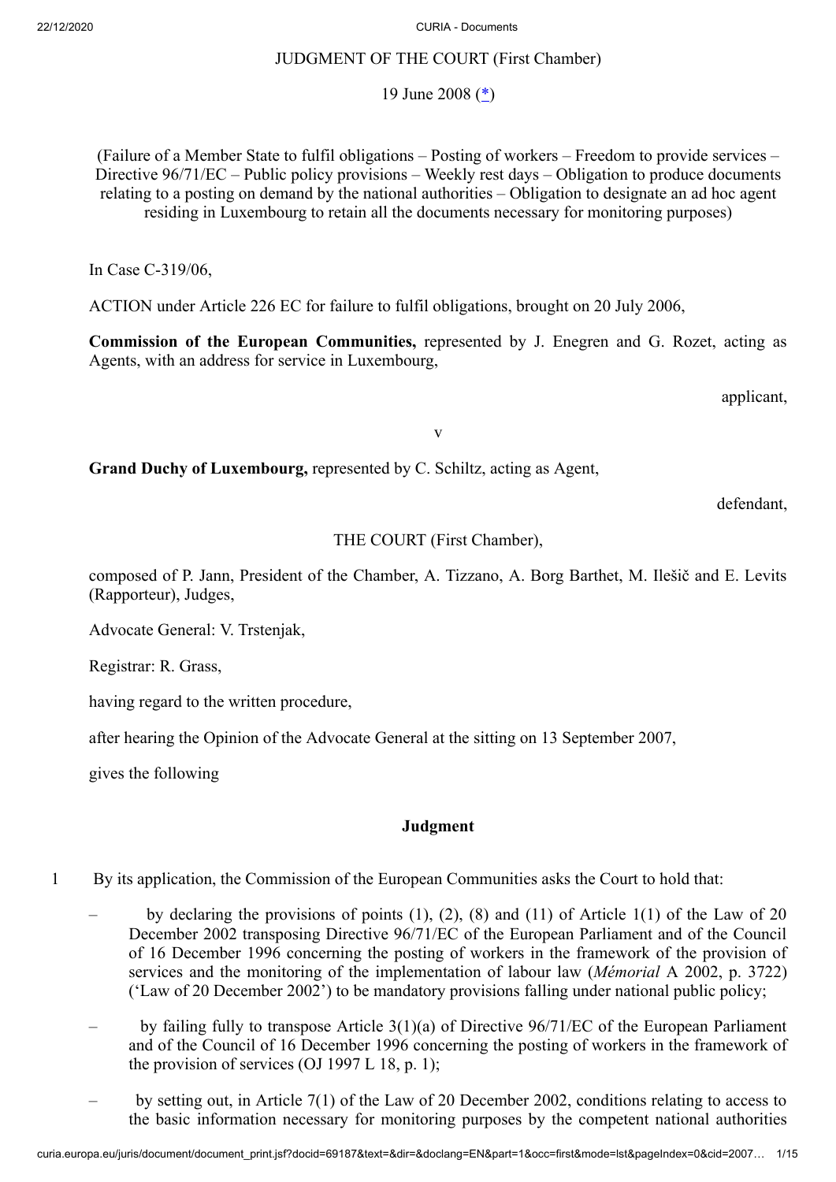JUDGMENT OF THE COURT (First Chamber)

19 June 2008 ([*](#))

(Failure of a Member State to fulfil obligations – Posting of workers – Freedom to provide services – Directive 96/71/EC – Public policy provisions – Weekly rest days – Obligation to produce documents relating to a posting on demand by the national authorities – Obligation to designate an ad hoc agent residing in Luxembourg to retain all the documents necessary for monitoring purposes)

In Case C-319/06,

ACTION under Article 226 EC for failure to fulfil obligations, brought on 20 July 2006,

**Commission of the European Communities,** represented by J. Enegren and G. Rozet, acting as Agents, with an address for service in Luxembourg,

applicant,

v

**Grand Duchy of Luxembourg,** represented by C. Schiltz, acting as Agent,

defendant,

THE COURT (First Chamber),

composed of P. Jann, President of the Chamber, A. Tizzano, A. Borg Barthet, M. Ilešič and E. Levits (Rapporteur), Judges,

Advocate General: V. Trstenjak,

Registrar: R. Grass,

having regard to the written procedure,

after hearing the Opinion of the Advocate General at the sitting on 13 September 2007,

gives the following

**Judgment**

1 By its application, the Commission of the European Communities asks the Court to hold that:

– by declaring the provisions of points (1), (2), (8) and (11) of Article 1(1) of the Law of 20 December 2002 transposing Directive 96/71/EC of the European Parliament and of the Council of 16 December 1996 concerning the posting of workers in the framework of the provision of services and the monitoring of the implementation of labour law (*Mémorial* A 2002, p. 3722) ('Law of 20 December 2002') to be mandatory provisions falling under national public policy;

– by failing fully to transpose Article 3(1)(a) of Directive 96/71/EC of the European Parliament and of the Council of 16 December 1996 concerning the posting of workers in the framework of the provision of services (OJ 1997 L 18, p. 1);

– by setting out, in Article 7(1) of the Law of 20 December 2002, conditions relating to access to the basic information necessary for monitoring purposes by the competent national authorities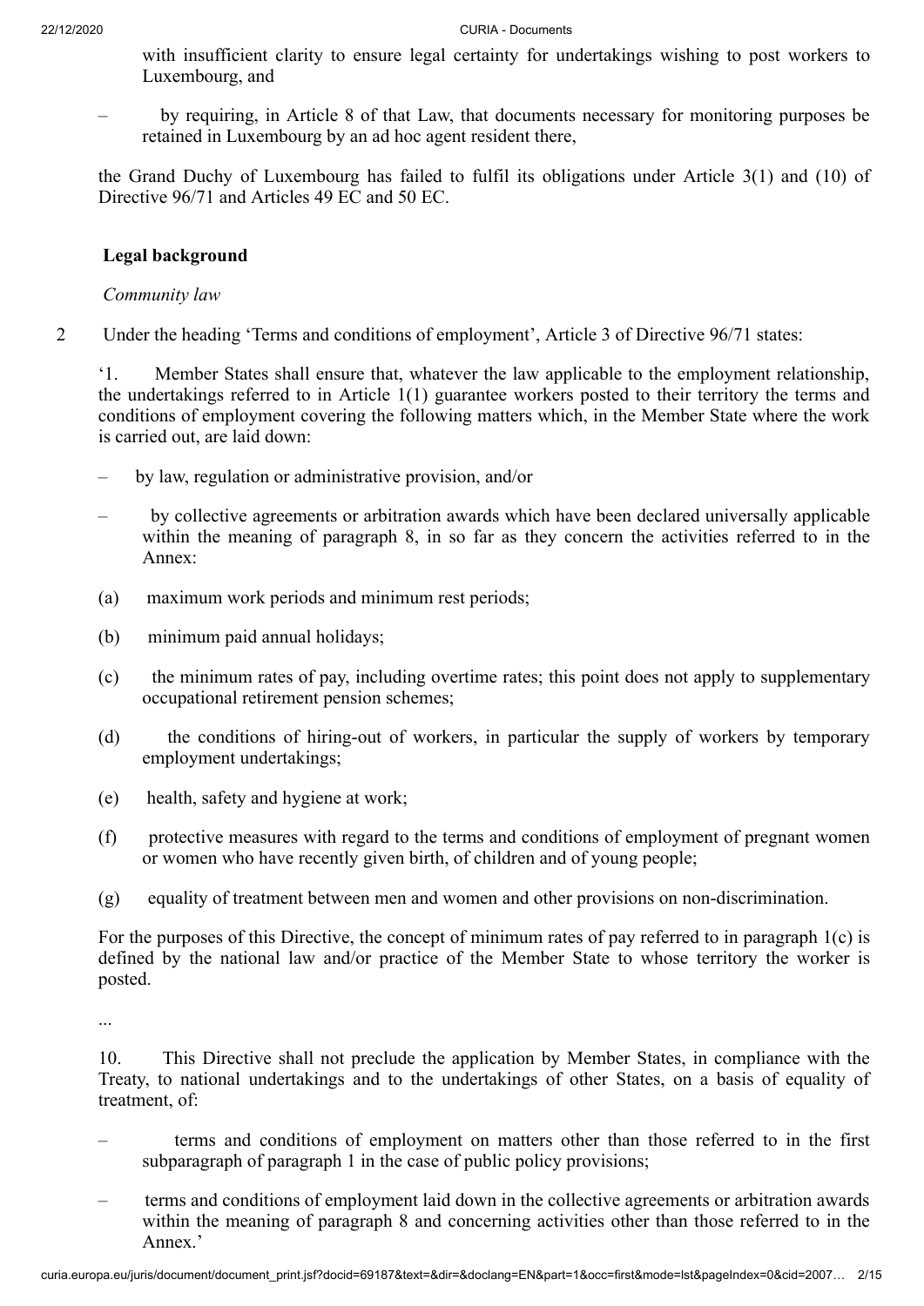with insufficient clarity to ensure legal certainty for undertakings wishing to post workers to Luxembourg, and

– by requiring, in Article 8 of that Law, that documents necessary for monitoring purposes be retained in Luxembourg by an ad hoc agent resident there,

the Grand Duchy of Luxembourg has failed to fulfil its obligations under Article 3(1) and (10) of Directive 96/71 and Articles 49 EC and 50 EC.

**Legal background**

*Community law*

2 Under the heading 'Terms and conditions of employment', Article 3 of Directive 96/71 states:

'1. Member States shall ensure that, whatever the law applicable to the employment relationship, the undertakings referred to in Article 1(1) guarantee workers posted to their territory the terms and conditions of employment covering the following matters which, in the Member State where the work is carried out, are laid down:

– by law, regulation or administrative provision, and/or

– by collective agreements or arbitration awards which have been declared universally applicable within the meaning of paragraph 8, in so far as they concern the activities referred to in the Annex:

(a) maximum work periods and minimum rest periods;

(b) minimum paid annual holidays;

(c) the minimum rates of pay, including overtime rates; this point does not apply to supplementary occupational retirement pension schemes;

(d) the conditions of hiring-out of workers, in particular the supply of workers by temporary employment undertakings;

(e) health, safety and hygiene at work;

(f) protective measures with regard to the terms and conditions of employment of pregnant women or women who have recently given birth, of children and of young people;

(g) equality of treatment between men and women and other provisions on non-discrimination.

For the purposes of this Directive, the concept of minimum rates of pay referred to in paragraph 1(c) is defined by the national law and/or practice of the Member State to whose territory the worker is posted.

...

10. This Directive shall not preclude the application by Member States, in compliance with the Treaty, to national undertakings and to the undertakings of other States, on a basis of equality of treatment, of:

– terms and conditions of employment on matters other than those referred to in the first subparagraph of paragraph 1 in the case of public policy provisions;

– terms and conditions of employment laid down in the collective agreements or arbitration awards within the meaning of paragraph 8 and concerning activities other than those referred to in the Annex.'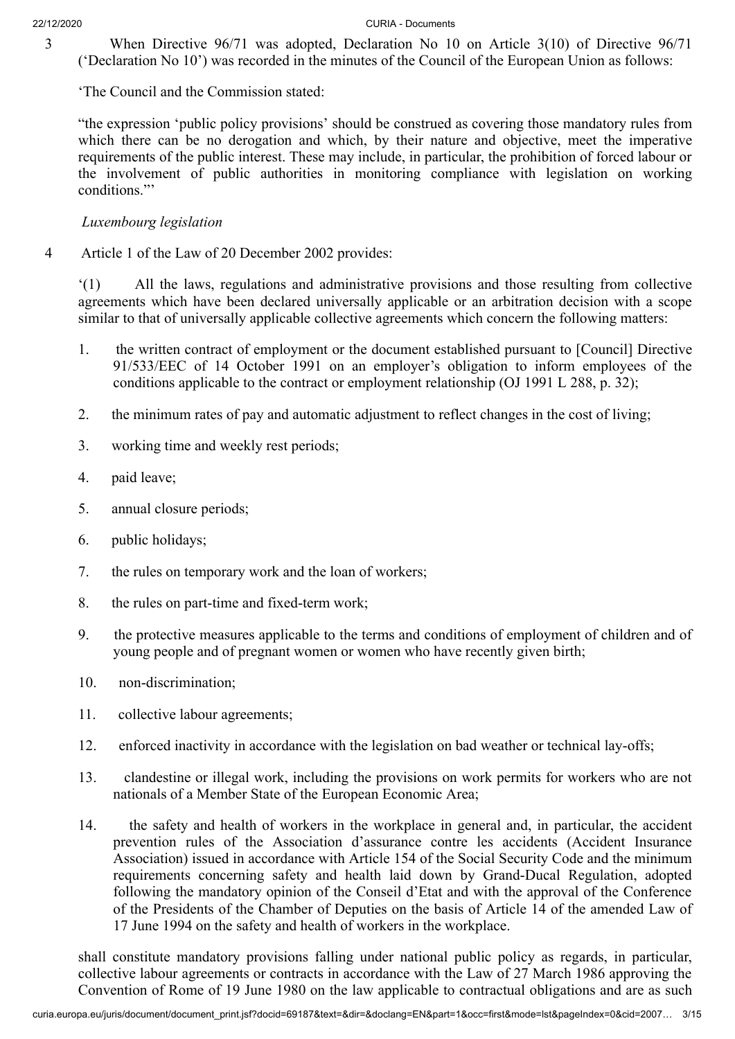3 When Directive 96/71 was adopted, Declaration No 10 on Article 3(10) of Directive 96/71 ('Declaration No 10') was recorded in the minutes of the Council of the European Union as follows:

'The Council and the Commission stated:

"the expression 'public policy provisions' should be construed as covering those mandatory rules from which there can be no derogation and which, by their nature and objective, meet the imperative requirements of the public interest. These may include, in particular, the prohibition of forced labour or the involvement of public authorities in monitoring compliance with legislation on working conditions."'

*Luxembourg legislation*

4 Article 1 of the Law of 20 December 2002 provides:

'(1) All the laws, regulations and administrative provisions and those resulting from collective agreements which have been declared universally applicable or an arbitration decision with a scope similar to that of universally applicable collective agreements which concern the following matters:

1. the written contract of employment or the document established pursuant to [Council] Directive 91/533/EEC of 14 October 1991 on an employer's obligation to inform employees of the conditions applicable to the contract or employment relationship (OJ 1991 L 288, p. 32);
2. the minimum rates of pay and automatic adjustment to reflect changes in the cost of living;
3. working time and weekly rest periods;
4. paid leave;
5. annual closure periods;
6. public holidays;
7. the rules on temporary work and the loan of workers;
8. the rules on part-time and fixed-term work;
9. the protective measures applicable to the terms and conditions of employment of children and of young people and of pregnant women or women who have recently given birth;
10. non-discrimination;
11. collective labour agreements;
12. enforced inactivity in accordance with the legislation on bad weather or technical lay-offs;
13. clandestine or illegal work, including the provisions on work permits for workers who are not nationals of a Member State of the European Economic Area;
14. the safety and health of workers in the workplace in general and, in particular, the accident prevention rules of the Association d'assurance contre les accidents (Accident Insurance Association) issued in accordance with Article 154 of the Social Security Code and the minimum requirements concerning safety and health laid down by Grand-Ducal Regulation, adopted following the mandatory opinion of the Conseil d'Etat and with the approval of the Conference of the Presidents of the Chamber of Deputies on the basis of Article 14 of the amended Law of 17 June 1994 on the safety and health of workers in the workplace.

shall constitute mandatory provisions falling under national public policy as regards, in particular, collective labour agreements or contracts in accordance with the Law of 27 March 1986 approving the Convention of Rome of 19 June 1980 on the law applicable to contractual obligations and are as such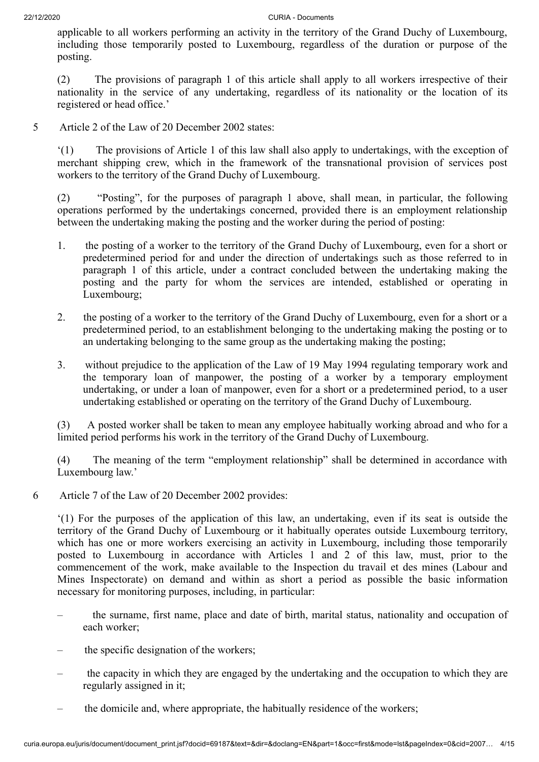applicable to all workers performing an activity in the territory of the Grand Duchy of Luxembourg, including those temporarily posted to Luxembourg, regardless of the duration or purpose of the posting.

(2) The provisions of paragraph 1 of this article shall apply to all workers irrespective of their nationality in the service of any undertaking, regardless of its nationality or the location of its registered or head office.'

5 Article 2 of the Law of 20 December 2002 states:

'(1) The provisions of Article 1 of this law shall also apply to undertakings, with the exception of merchant shipping crew, which in the framework of the transnational provision of services post workers to the territory of the Grand Duchy of Luxembourg.

(2) "Posting", for the purposes of paragraph 1 above, shall mean, in particular, the following operations performed by the undertakings concerned, provided there is an employment relationship between the undertaking making the posting and the worker during the period of posting:

1. the posting of a worker to the territory of the Grand Duchy of Luxembourg, even for a short or predetermined period for and under the direction of undertakings such as those referred to in paragraph 1 of this article, under a contract concluded between the undertaking making the posting and the party for whom the services are intended, established or operating in Luxembourg;

2. the posting of a worker to the territory of the Grand Duchy of Luxembourg, even for a short or a predetermined period, to an establishment belonging to the undertaking making the posting or to an undertaking belonging to the same group as the undertaking making the posting;

3. without prejudice to the application of the Law of 19 May 1994 regulating temporary work and the temporary loan of manpower, the posting of a worker by a temporary employment undertaking, or under a loan of manpower, even for a short or a predetermined period, to a user undertaking established or operating on the territory of the Grand Duchy of Luxembourg.

(3) A posted worker shall be taken to mean any employee habitually working abroad and who for a limited period performs his work in the territory of the Grand Duchy of Luxembourg.

(4) The meaning of the term "employment relationship" shall be determined in accordance with Luxembourg law.'

6 Article 7 of the Law of 20 December 2002 provides:

'(1) For the purposes of the application of this law, an undertaking, even if its seat is outside the territory of the Grand Duchy of Luxembourg or it habitually operates outside Luxembourg territory, which has one or more workers exercising an activity in Luxembourg, including those temporarily posted to Luxembourg in accordance with Articles 1 and 2 of this law, must, prior to the commencement of the work, make available to the Inspection du travail et des mines (Labour and Mines Inspectorate) on demand and within as short a period as possible the basic information necessary for monitoring purposes, including, in particular:

– the surname, first name, place and date of birth, marital status, nationality and occupation of each worker;

– the specific designation of the workers;

– the capacity in which they are engaged by the undertaking and the occupation to which they are regularly assigned in it;

– the domicile and, where appropriate, the habitually residence of the workers;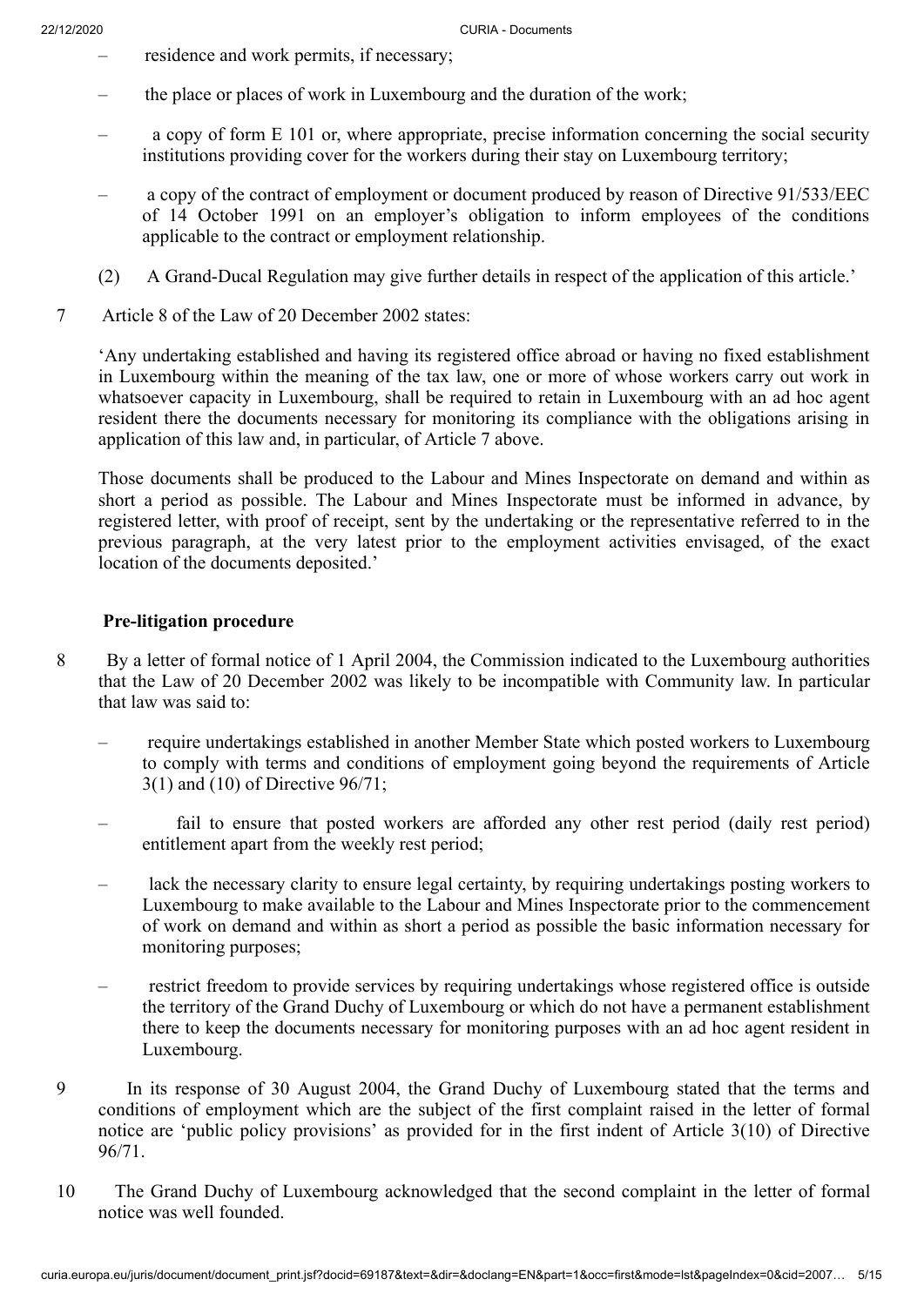– residence and work permits, if necessary;

– the place or places of work in Luxembourg and the duration of the work;

– a copy of form E 101 or, where appropriate, precise information concerning the social security institutions providing cover for the workers during their stay on Luxembourg territory;

– a copy of the contract of employment or document produced by reason of Directive 91/533/EEC of 14 October 1991 on an employer's obligation to inform employees of the conditions applicable to the contract or employment relationship.

(2) A Grand-Ducal Regulation may give further details in respect of the application of this article.'

7 Article 8 of the Law of 20 December 2002 states:

'Any undertaking established and having its registered office abroad or having no fixed establishment in Luxembourg within the meaning of the tax law, one or more of whose workers carry out work in whatsoever capacity in Luxembourg, shall be required to retain in Luxembourg with an ad hoc agent resident there the documents necessary for monitoring its compliance with the obligations arising in application of this law and, in particular, of Article 7 above.

Those documents shall be produced to the Labour and Mines Inspectorate on demand and within as short a period as possible. The Labour and Mines Inspectorate must be informed in advance, by registered letter, with proof of receipt, sent by the undertaking or the representative referred to in the previous paragraph, at the very latest prior to the employment activities envisaged, of the exact location of the documents deposited.'

**Pre-litigation procedure**

8 By a letter of formal notice of 1 April 2004, the Commission indicated to the Luxembourg authorities that the Law of 20 December 2002 was likely to be incompatible with Community law. In particular that law was said to:

– require undertakings established in another Member State which posted workers to Luxembourg to comply with terms and conditions of employment going beyond the requirements of Article 3(1) and (10) of Directive 96/71;

– fail to ensure that posted workers are afforded any other rest period (daily rest period) entitlement apart from the weekly rest period;

– lack the necessary clarity to ensure legal certainty, by requiring undertakings posting workers to Luxembourg to make available to the Labour and Mines Inspectorate prior to the commencement of work on demand and within as short a period as possible the basic information necessary for monitoring purposes;

– restrict freedom to provide services by requiring undertakings whose registered office is outside the territory of the Grand Duchy of Luxembourg or which do not have a permanent establishment there to keep the documents necessary for monitoring purposes with an ad hoc agent resident in Luxembourg.

9 In its response of 30 August 2004, the Grand Duchy of Luxembourg stated that the terms and conditions of employment which are the subject of the first complaint raised in the letter of formal notice are 'public policy provisions' as provided for in the first indent of Article 3(10) of Directive 96/71.

10 The Grand Duchy of Luxembourg acknowledged that the second complaint in the letter of formal notice was well founded.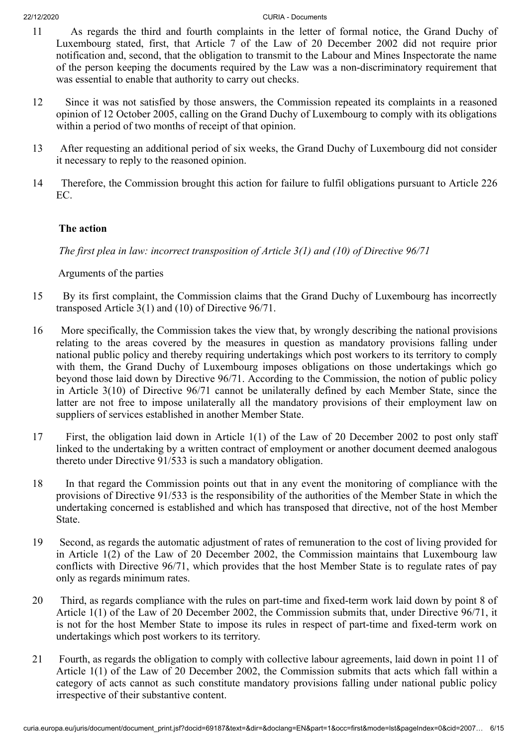11 As regards the third and fourth complaints in the letter of formal notice, the Grand Duchy of Luxembourg stated, first, that Article 7 of the Law of 20 December 2002 did not require prior notification and, second, that the obligation to transmit to the Labour and Mines Inspectorate the name of the person keeping the documents required by the Law was a non-discriminatory requirement that was essential to enable that authority to carry out checks.

12 Since it was not satisfied by those answers, the Commission repeated its complaints in a reasoned opinion of 12 October 2005, calling on the Grand Duchy of Luxembourg to comply with its obligations within a period of two months of receipt of that opinion.

13 After requesting an additional period of six weeks, the Grand Duchy of Luxembourg did not consider it necessary to reply to the reasoned opinion.

14 Therefore, the Commission brought this action for failure to fulfil obligations pursuant to Article 226 EC.

## The action

*The first plea in law: incorrect transposition of Article 3(1) and (10) of Directive 96/71*

Arguments of the parties

15 By its first complaint, the Commission claims that the Grand Duchy of Luxembourg has incorrectly transposed Article 3(1) and (10) of Directive 96/71.

16 More specifically, the Commission takes the view that, by wrongly describing the national provisions relating to the areas covered by the measures in question as mandatory provisions falling under national public policy and thereby requiring undertakings which post workers to its territory to comply with them, the Grand Duchy of Luxembourg imposes obligations on those undertakings which go beyond those laid down by Directive 96/71. According to the Commission, the notion of public policy in Article 3(10) of Directive 96/71 cannot be unilaterally defined by each Member State, since the latter are not free to impose unilaterally all the mandatory provisions of their employment law on suppliers of services established in another Member State.

17 First, the obligation laid down in Article 1(1) of the Law of 20 December 2002 to post only staff linked to the undertaking by a written contract of employment or another document deemed analogous thereto under Directive 91/533 is such a mandatory obligation.

18 In that regard the Commission points out that in any event the monitoring of compliance with the provisions of Directive 91/533 is the responsibility of the authorities of the Member State in which the undertaking concerned is established and which has transposed that directive, not of the host Member State.

19 Second, as regards the automatic adjustment of rates of remuneration to the cost of living provided for in Article 1(2) of the Law of 20 December 2002, the Commission maintains that Luxembourg law conflicts with Directive 96/71, which provides that the host Member State is to regulate rates of pay only as regards minimum rates.

20 Third, as regards compliance with the rules on part-time and fixed-term work laid down by point 8 of Article 1(1) of the Law of 20 December 2002, the Commission submits that, under Directive 96/71, it is not for the host Member State to impose its rules in respect of part-time and fixed-term work on undertakings which post workers to its territory.

21 Fourth, as regards the obligation to comply with collective labour agreements, laid down in point 11 of Article 1(1) of the Law of 20 December 2002, the Commission submits that acts which fall within a category of acts cannot as such constitute mandatory provisions falling under national public policy irrespective of their substantive content.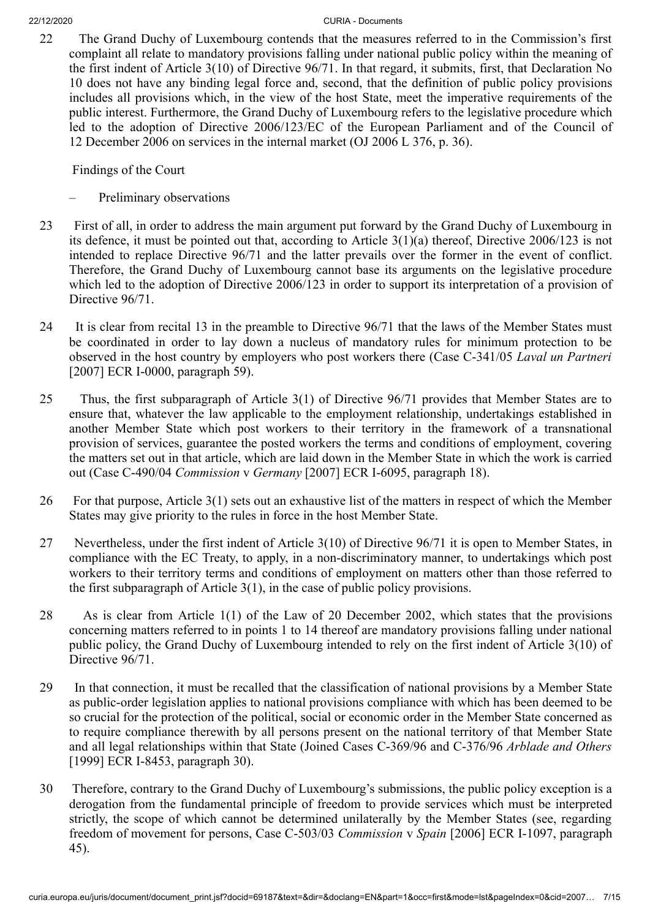22 The Grand Duchy of Luxembourg contends that the measures referred to in the Commission's first complaint all relate to mandatory provisions falling under national public policy within the meaning of the first indent of Article 3(10) of Directive 96/71. In that regard, it submits, first, that Declaration No 10 does not have any binding legal force and, second, that the definition of public policy provisions includes all provisions which, in the view of the host State, meet the imperative requirements of the public interest. Furthermore, the Grand Duchy of Luxembourg refers to the legislative procedure which led to the adoption of Directive 2006/123/EC of the European Parliament and of the Council of 12 December 2006 on services in the internal market (OJ 2006 L 376, p. 36).

Findings of the Court

– Preliminary observations

23 First of all, in order to address the main argument put forward by the Grand Duchy of Luxembourg in its defence, it must be pointed out that, according to Article 3(1)(a) thereof, Directive 2006/123 is not intended to replace Directive 96/71 and the latter prevails over the former in the event of conflict. Therefore, the Grand Duchy of Luxembourg cannot base its arguments on the legislative procedure which led to the adoption of Directive 2006/123 in order to support its interpretation of a provision of Directive 96/71.

24 It is clear from recital 13 in the preamble to Directive 96/71 that the laws of the Member States must be coordinated in order to lay down a nucleus of mandatory rules for minimum protection to be observed in the host country by employers who post workers there (Case C-341/05 *Laval un Partneri* [2007] ECR I-0000, paragraph 59).

25 Thus, the first subparagraph of Article 3(1) of Directive 96/71 provides that Member States are to ensure that, whatever the law applicable to the employment relationship, undertakings established in another Member State which post workers to their territory in the framework of a transnational provision of services, guarantee the posted workers the terms and conditions of employment, covering the matters set out in that article, which are laid down in the Member State in which the work is carried out (Case C-490/04 *Commission* v *Germany* [2007] ECR I-6095, paragraph 18).

26 For that purpose, Article 3(1) sets out an exhaustive list of the matters in respect of which the Member States may give priority to the rules in force in the host Member State.

27 Nevertheless, under the first indent of Article 3(10) of Directive 96/71 it is open to Member States, in compliance with the EC Treaty, to apply, in a non-discriminatory manner, to undertakings which post workers to their territory terms and conditions of employment on matters other than those referred to the first subparagraph of Article 3(1), in the case of public policy provisions.

28 As is clear from Article 1(1) of the Law of 20 December 2002, which states that the provisions concerning matters referred to in points 1 to 14 thereof are mandatory provisions falling under national public policy, the Grand Duchy of Luxembourg intended to rely on the first indent of Article 3(10) of Directive 96/71.

29 In that connection, it must be recalled that the classification of national provisions by a Member State as public-order legislation applies to national provisions compliance with which has been deemed to be so crucial for the protection of the political, social or economic order in the Member State concerned as to require compliance therewith by all persons present on the national territory of that Member State and all legal relationships within that State (Joined Cases C-369/96 and C-376/96 *Arblade and Others* [1999] ECR I-8453, paragraph 30).

30 Therefore, contrary to the Grand Duchy of Luxembourg's submissions, the public policy exception is a derogation from the fundamental principle of freedom to provide services which must be interpreted strictly, the scope of which cannot be determined unilaterally by the Member States (see, regarding freedom of movement for persons, Case C-503/03 *Commission* v *Spain* [2006] ECR I-1097, paragraph 45).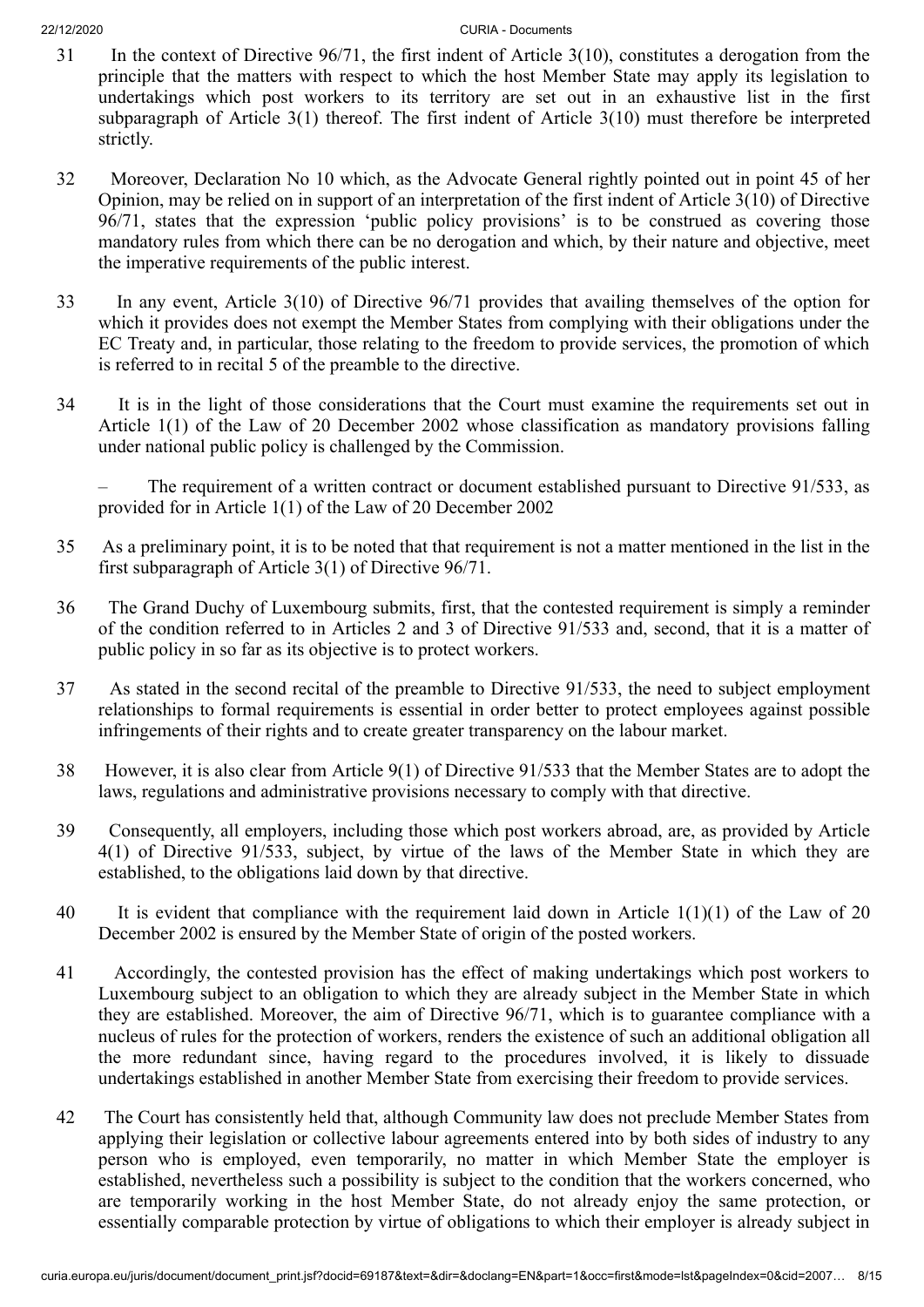31 In the context of Directive 96/71, the first indent of Article 3(10), constitutes a derogation from the principle that the matters with respect to which the host Member State may apply its legislation to undertakings which post workers to its territory are set out in an exhaustive list in the first subparagraph of Article 3(1) thereof. The first indent of Article 3(10) must therefore be interpreted strictly.

32 Moreover, Declaration No 10 which, as the Advocate General rightly pointed out in point 45 of her Opinion, may be relied on in support of an interpretation of the first indent of Article 3(10) of Directive 96/71, states that the expression 'public policy provisions' is to be construed as covering those mandatory rules from which there can be no derogation and which, by their nature and objective, meet the imperative requirements of the public interest.

33 In any event, Article 3(10) of Directive 96/71 provides that availing themselves of the option for which it provides does not exempt the Member States from complying with their obligations under the EC Treaty and, in particular, those relating to the freedom to provide services, the promotion of which is referred to in recital 5 of the preamble to the directive.

34 It is in the light of those considerations that the Court must examine the requirements set out in Article 1(1) of the Law of 20 December 2002 whose classification as mandatory provisions falling under national public policy is challenged by the Commission.

– The requirement of a written contract or document established pursuant to Directive 91/533, as provided for in Article 1(1) of the Law of 20 December 2002

35 As a preliminary point, it is to be noted that that requirement is not a matter mentioned in the list in the first subparagraph of Article 3(1) of Directive 96/71.

36 The Grand Duchy of Luxembourg submits, first, that the contested requirement is simply a reminder of the condition referred to in Articles 2 and 3 of Directive 91/533 and, second, that it is a matter of public policy in so far as its objective is to protect workers.

37 As stated in the second recital of the preamble to Directive 91/533, the need to subject employment relationships to formal requirements is essential in order better to protect employees against possible infringements of their rights and to create greater transparency on the labour market.

38 However, it is also clear from Article 9(1) of Directive 91/533 that the Member States are to adopt the laws, regulations and administrative provisions necessary to comply with that directive.

39 Consequently, all employers, including those which post workers abroad, are, as provided by Article 4(1) of Directive 91/533, subject, by virtue of the laws of the Member State in which they are established, to the obligations laid down by that directive.

40 It is evident that compliance with the requirement laid down in Article 1(1)(1) of the Law of 20 December 2002 is ensured by the Member State of origin of the posted workers.

41 Accordingly, the contested provision has the effect of making undertakings which post workers to Luxembourg subject to an obligation to which they are already subject in the Member State in which they are established. Moreover, the aim of Directive 96/71, which is to guarantee compliance with a nucleus of rules for the protection of workers, renders the existence of such an additional obligation all the more redundant since, having regard to the procedures involved, it is likely to dissuade undertakings established in another Member State from exercising their freedom to provide services.

42 The Court has consistently held that, although Community law does not preclude Member States from applying their legislation or collective labour agreements entered into by both sides of industry to any person who is employed, even temporarily, no matter in which Member State the employer is established, nevertheless such a possibility is subject to the condition that the workers concerned, who are temporarily working in the host Member State, do not already enjoy the same protection, or essentially comparable protection by virtue of obligations to which their employer is already subject in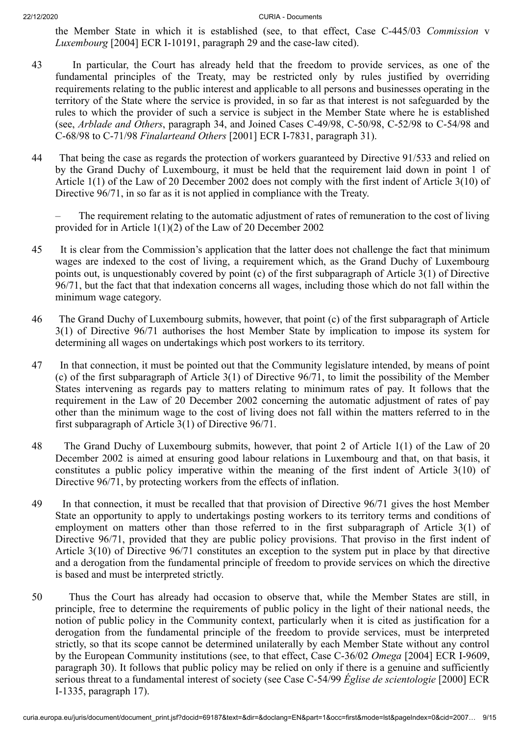the Member State in which it is established (see, to that effect, Case C-445/03 *Commission* v *Luxembourg* [2004] ECR I-10191, paragraph 29 and the case-law cited).

43 In particular, the Court has already held that the freedom to provide services, as one of the fundamental principles of the Treaty, may be restricted only by rules justified by overriding requirements relating to the public interest and applicable to all persons and businesses operating in the territory of the State where the service is provided, in so far as that interest is not safeguarded by the rules to which the provider of such a service is subject in the Member State where he is established (see, *Arblade and Others*, paragraph 34, and Joined Cases C-49/98, C-50/98, C-52/98 to C-54/98 and C-68/98 to C-71/98 *Finalarteand Others* [2001] ECR I-7831, paragraph 31).

44 That being the case as regards the protection of workers guaranteed by Directive 91/533 and relied on by the Grand Duchy of Luxembourg, it must be held that the requirement laid down in point 1 of Article 1(1) of the Law of 20 December 2002 does not comply with the first indent of Article 3(10) of Directive 96/71, in so far as it is not applied in compliance with the Treaty.

– The requirement relating to the automatic adjustment of rates of remuneration to the cost of living provided for in Article 1(1)(2) of the Law of 20 December 2002

45 It is clear from the Commission's application that the latter does not challenge the fact that minimum wages are indexed to the cost of living, a requirement which, as the Grand Duchy of Luxembourg points out, is unquestionably covered by point (c) of the first subparagraph of Article 3(1) of Directive 96/71, but the fact that that indexation concerns all wages, including those which do not fall within the minimum wage category.

46 The Grand Duchy of Luxembourg submits, however, that point (c) of the first subparagraph of Article 3(1) of Directive 96/71 authorises the host Member State by implication to impose its system for determining all wages on undertakings which post workers to its territory.

47 In that connection, it must be pointed out that the Community legislature intended, by means of point (c) of the first subparagraph of Article 3(1) of Directive 96/71, to limit the possibility of the Member States intervening as regards pay to matters relating to minimum rates of pay. It follows that the requirement in the Law of 20 December 2002 concerning the automatic adjustment of rates of pay other than the minimum wage to the cost of living does not fall within the matters referred to in the first subparagraph of Article 3(1) of Directive 96/71.

48 The Grand Duchy of Luxembourg submits, however, that point 2 of Article 1(1) of the Law of 20 December 2002 is aimed at ensuring good labour relations in Luxembourg and that, on that basis, it constitutes a public policy imperative within the meaning of the first indent of Article 3(10) of Directive 96/71, by protecting workers from the effects of inflation.

49 In that connection, it must be recalled that that provision of Directive 96/71 gives the host Member State an opportunity to apply to undertakings posting workers to its territory terms and conditions of employment on matters other than those referred to in the first subparagraph of Article 3(1) of Directive 96/71, provided that they are public policy provisions. That proviso in the first indent of Article 3(10) of Directive 96/71 constitutes an exception to the system put in place by that directive and a derogation from the fundamental principle of freedom to provide services on which the directive is based and must be interpreted strictly.

50 Thus the Court has already had occasion to observe that, while the Member States are still, in principle, free to determine the requirements of public policy in the light of their national needs, the notion of public policy in the Community context, particularly when it is cited as justification for a derogation from the fundamental principle of the freedom to provide services, must be interpreted strictly, so that its scope cannot be determined unilaterally by each Member State without any control by the European Community institutions (see, to that effect, Case C-36/02 *Omega* [2004] ECR I-9609, paragraph 30). It follows that public policy may be relied on only if there is a genuine and sufficiently serious threat to a fundamental interest of society (see Case C-54/99 *Église de scientologie* [2000] ECR I-1335, paragraph 17).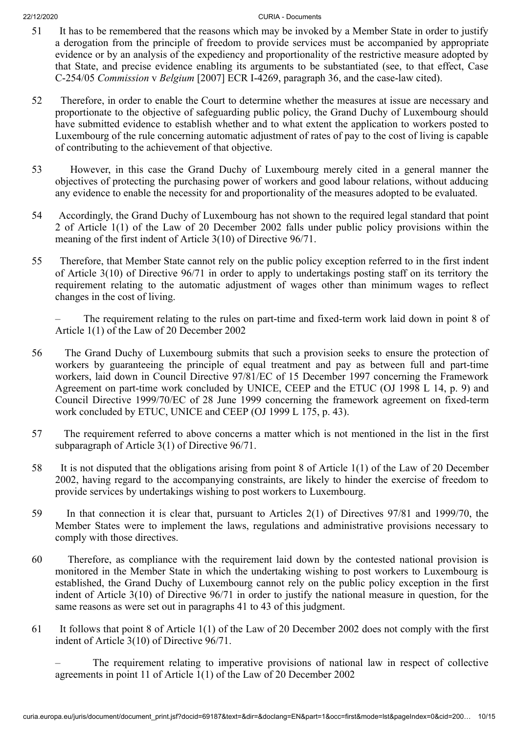51 It has to be remembered that the reasons which may be invoked by a Member State in order to justify a derogation from the principle of freedom to provide services must be accompanied by appropriate evidence or by an analysis of the expediency and proportionality of the restrictive measure adopted by that State, and precise evidence enabling its arguments to be substantiated (see, to that effect, Case C-254/05 *Commission* v *Belgium* [2007] ECR I-4269, paragraph 36, and the case-law cited).

52 Therefore, in order to enable the Court to determine whether the measures at issue are necessary and proportionate to the objective of safeguarding public policy, the Grand Duchy of Luxembourg should have submitted evidence to establish whether and to what extent the application to workers posted to Luxembourg of the rule concerning automatic adjustment of rates of pay to the cost of living is capable of contributing to the achievement of that objective.

53 However, in this case the Grand Duchy of Luxembourg merely cited in a general manner the objectives of protecting the purchasing power of workers and good labour relations, without adducing any evidence to enable the necessity for and proportionality of the measures adopted to be evaluated.

54 Accordingly, the Grand Duchy of Luxembourg has not shown to the required legal standard that point 2 of Article 1(1) of the Law of 20 December 2002 falls under public policy provisions within the meaning of the first indent of Article 3(10) of Directive 96/71.

55 Therefore, that Member State cannot rely on the public policy exception referred to in the first indent of Article 3(10) of Directive 96/71 in order to apply to undertakings posting staff on its territory the requirement relating to the automatic adjustment of wages other than minimum wages to reflect changes in the cost of living.

– The requirement relating to the rules on part-time and fixed-term work laid down in point 8 of Article 1(1) of the Law of 20 December 2002

56 The Grand Duchy of Luxembourg submits that such a provision seeks to ensure the protection of workers by guaranteeing the principle of equal treatment and pay as between full and part-time workers, laid down in Council Directive 97/81/EC of 15 December 1997 concerning the Framework Agreement on part-time work concluded by UNICE, CEEP and the ETUC (OJ 1998 L 14, p. 9) and Council Directive 1999/70/EC of 28 June 1999 concerning the framework agreement on fixed-term work concluded by ETUC, UNICE and CEEP (OJ 1999 L 175, p. 43).

57 The requirement referred to above concerns a matter which is not mentioned in the list in the first subparagraph of Article 3(1) of Directive 96/71.

58 It is not disputed that the obligations arising from point 8 of Article 1(1) of the Law of 20 December 2002, having regard to the accompanying constraints, are likely to hinder the exercise of freedom to provide services by undertakings wishing to post workers to Luxembourg.

59 In that connection it is clear that, pursuant to Articles 2(1) of Directives 97/81 and 1999/70, the Member States were to implement the laws, regulations and administrative provisions necessary to comply with those directives.

60 Therefore, as compliance with the requirement laid down by the contested national provision is monitored in the Member State in which the undertaking wishing to post workers to Luxembourg is established, the Grand Duchy of Luxembourg cannot rely on the public policy exception in the first indent of Article 3(10) of Directive 96/71 in order to justify the national measure in question, for the same reasons as were set out in paragraphs 41 to 43 of this judgment.

61 It follows that point 8 of Article 1(1) of the Law of 20 December 2002 does not comply with the first indent of Article 3(10) of Directive 96/71.

– The requirement relating to imperative provisions of national law in respect of collective agreements in point 11 of Article 1(1) of the Law of 20 December 2002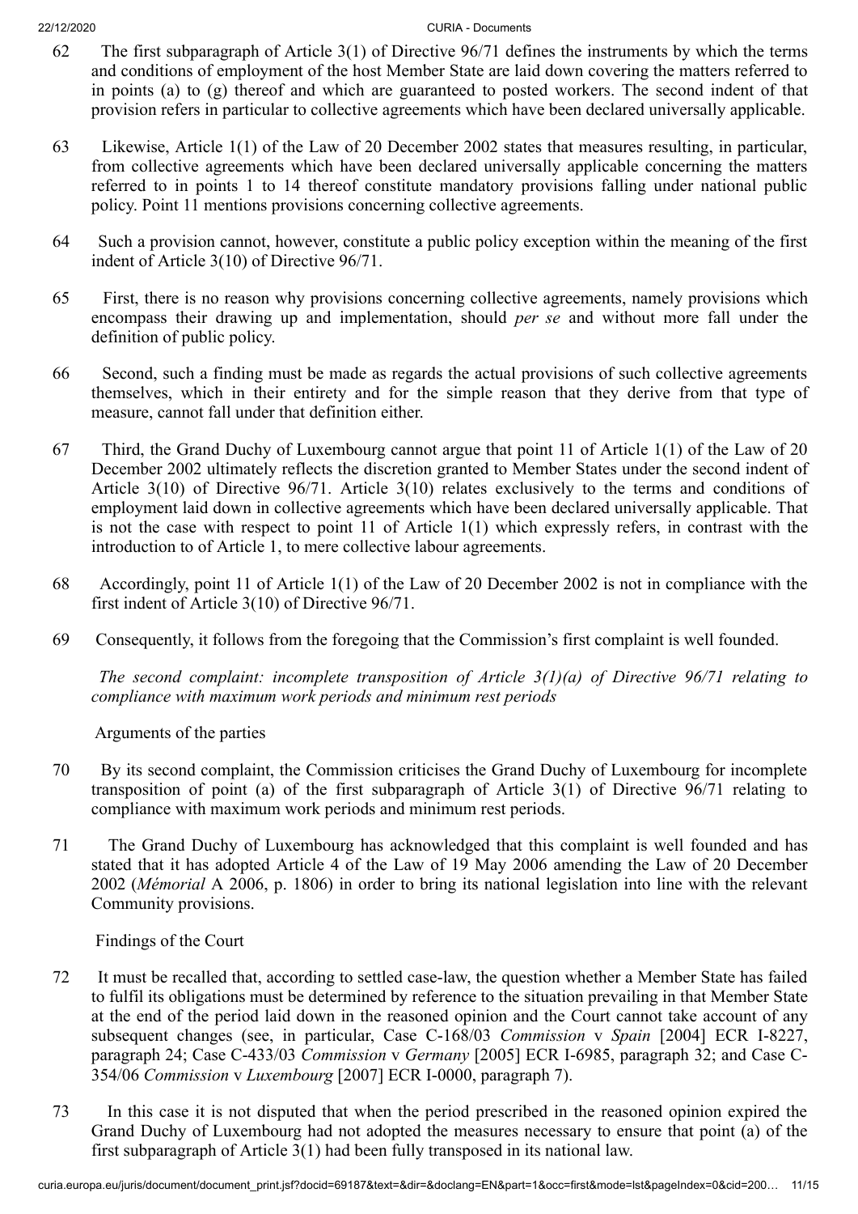62 The first subparagraph of Article 3(1) of Directive 96/71 defines the instruments by which the terms and conditions of employment of the host Member State are laid down covering the matters referred to in points (a) to (g) thereof and which are guaranteed to posted workers. The second indent of that provision refers in particular to collective agreements which have been declared universally applicable.

63 Likewise, Article 1(1) of the Law of 20 December 2002 states that measures resulting, in particular, from collective agreements which have been declared universally applicable concerning the matters referred to in points 1 to 14 thereof constitute mandatory provisions falling under national public policy. Point 11 mentions provisions concerning collective agreements.

64 Such a provision cannot, however, constitute a public policy exception within the meaning of the first indent of Article 3(10) of Directive 96/71.

65 First, there is no reason why provisions concerning collective agreements, namely provisions which encompass their drawing up and implementation, should *per se* and without more fall under the definition of public policy.

66 Second, such a finding must be made as regards the actual provisions of such collective agreements themselves, which in their entirety and for the simple reason that they derive from that type of measure, cannot fall under that definition either.

67 Third, the Grand Duchy of Luxembourg cannot argue that point 11 of Article 1(1) of the Law of 20 December 2002 ultimately reflects the discretion granted to Member States under the second indent of Article 3(10) of Directive 96/71. Article 3(10) relates exclusively to the terms and conditions of employment laid down in collective agreements which have been declared universally applicable. That is not the case with respect to point 11 of Article 1(1) which expressly refers, in contrast with the introduction to of Article 1, to mere collective labour agreements.

68 Accordingly, point 11 of Article 1(1) of the Law of 20 December 2002 is not in compliance with the first indent of Article 3(10) of Directive 96/71.

69 Consequently, it follows from the foregoing that the Commission's first complaint is well founded.

*The second complaint: incomplete transposition of Article 3(1)(a) of Directive 96/71 relating to compliance with maximum work periods and minimum rest periods*

Arguments of the parties

70 By its second complaint, the Commission criticises the Grand Duchy of Luxembourg for incomplete transposition of point (a) of the first subparagraph of Article 3(1) of Directive 96/71 relating to compliance with maximum work periods and minimum rest periods.

71 The Grand Duchy of Luxembourg has acknowledged that this complaint is well founded and has stated that it has adopted Article 4 of the Law of 19 May 2006 amending the Law of 20 December 2002 (*Mémorial* A 2006, p. 1806) in order to bring its national legislation into line with the relevant Community provisions.

Findings of the Court

72 It must be recalled that, according to settled case-law, the question whether a Member State has failed to fulfil its obligations must be determined by reference to the situation prevailing in that Member State at the end of the period laid down in the reasoned opinion and the Court cannot take account of any subsequent changes (see, in particular, Case C-168/03 *Commission* v *Spain* [2004] ECR I-8227, paragraph 24; Case C-433/03 *Commission* v *Germany* [2005] ECR I-6985, paragraph 32; and Case C-354/06 *Commission* v *Luxembourg* [2007] ECR I-0000, paragraph 7).

73 In this case it is not disputed that when the period prescribed in the reasoned opinion expired the Grand Duchy of Luxembourg had not adopted the measures necessary to ensure that point (a) of the first subparagraph of Article 3(1) had been fully transposed in its national law.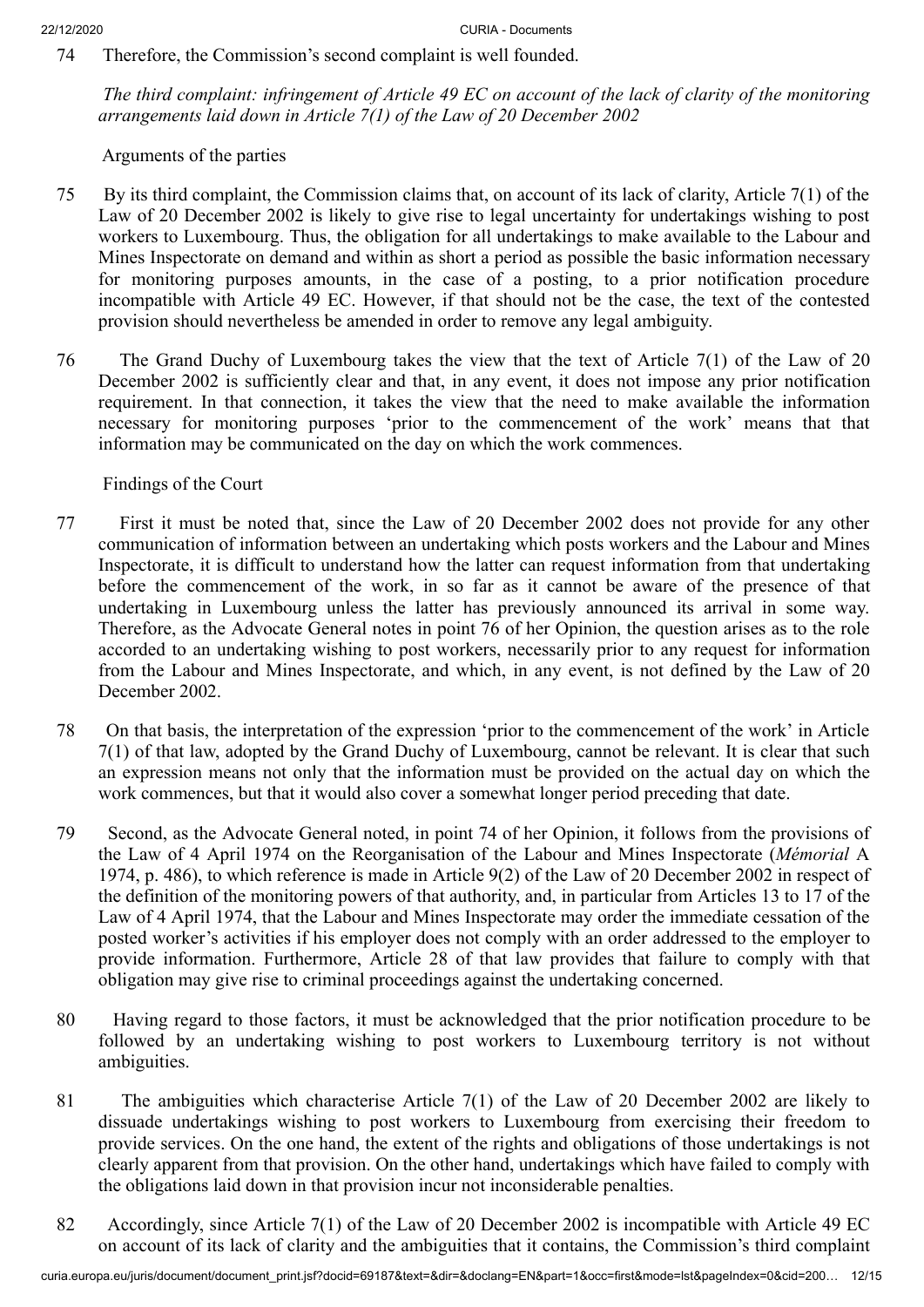74 Therefore, the Commission's second complaint is well founded.

*The third complaint: infringement of Article 49 EC on account of the lack of clarity of the monitoring arrangements laid down in Article 7(1) of the Law of 20 December 2002*

Arguments of the parties

75 By its third complaint, the Commission claims that, on account of its lack of clarity, Article 7(1) of the Law of 20 December 2002 is likely to give rise to legal uncertainty for undertakings wishing to post workers to Luxembourg. Thus, the obligation for all undertakings to make available to the Labour and Mines Inspectorate on demand and within as short a period as possible the basic information necessary for monitoring purposes amounts, in the case of a posting, to a prior notification procedure incompatible with Article 49 EC. However, if that should not be the case, the text of the contested provision should nevertheless be amended in order to remove any legal ambiguity.

76 The Grand Duchy of Luxembourg takes the view that the text of Article 7(1) of the Law of 20 December 2002 is sufficiently clear and that, in any event, it does not impose any prior notification requirement. In that connection, it takes the view that the need to make available the information necessary for monitoring purposes 'prior to the commencement of the work' means that that information may be communicated on the day on which the work commences.

Findings of the Court

77 First it must be noted that, since the Law of 20 December 2002 does not provide for any other communication of information between an undertaking which posts workers and the Labour and Mines Inspectorate, it is difficult to understand how the latter can request information from that undertaking before the commencement of the work, in so far as it cannot be aware of the presence of that undertaking in Luxembourg unless the latter has previously announced its arrival in some way. Therefore, as the Advocate General notes in point 76 of her Opinion, the question arises as to the role accorded to an undertaking wishing to post workers, necessarily prior to any request for information from the Labour and Mines Inspectorate, and which, in any event, is not defined by the Law of 20 December 2002.

78 On that basis, the interpretation of the expression 'prior to the commencement of the work' in Article 7(1) of that law, adopted by the Grand Duchy of Luxembourg, cannot be relevant. It is clear that such an expression means not only that the information must be provided on the actual day on which the work commences, but that it would also cover a somewhat longer period preceding that date.

79 Second, as the Advocate General noted, in point 74 of her Opinion, it follows from the provisions of the Law of 4 April 1974 on the Reorganisation of the Labour and Mines Inspectorate (*Mémorial* A 1974, p. 486), to which reference is made in Article 9(2) of the Law of 20 December 2002 in respect of the definition of the monitoring powers of that authority, and, in particular from Articles 13 to 17 of the Law of 4 April 1974, that the Labour and Mines Inspectorate may order the immediate cessation of the posted worker's activities if his employer does not comply with an order addressed to the employer to provide information. Furthermore, Article 28 of that law provides that failure to comply with that obligation may give rise to criminal proceedings against the undertaking concerned.

80 Having regard to those factors, it must be acknowledged that the prior notification procedure to be followed by an undertaking wishing to post workers to Luxembourg territory is not without ambiguities.

81 The ambiguities which characterise Article 7(1) of the Law of 20 December 2002 are likely to dissuade undertakings wishing to post workers to Luxembourg from exercising their freedom to provide services. On the one hand, the extent of the rights and obligations of those undertakings is not clearly apparent from that provision. On the other hand, undertakings which have failed to comply with the obligations laid down in that provision incur not inconsiderable penalties.

82 Accordingly, since Article 7(1) of the Law of 20 December 2002 is incompatible with Article 49 EC on account of its lack of clarity and the ambiguities that it contains, the Commission's third complaint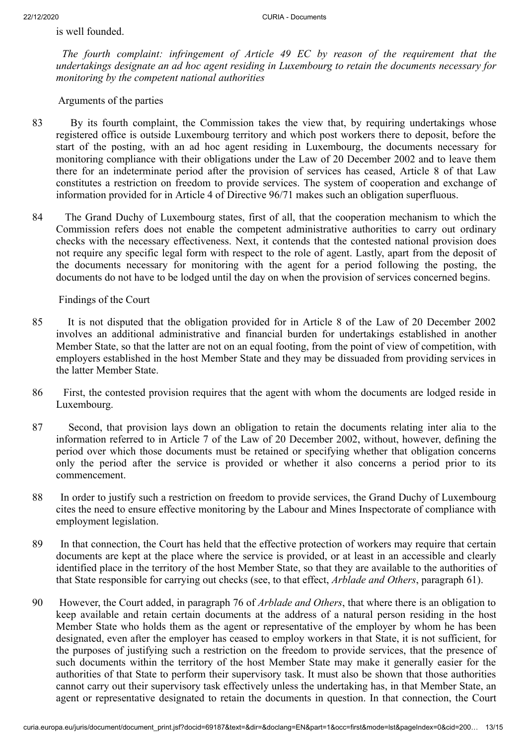is well founded.

*The fourth complaint: infringement of Article 49 EC by reason of the requirement that the undertakings designate an ad hoc agent residing in Luxembourg to retain the documents necessary for monitoring by the competent national authorities*

Arguments of the parties

83 By its fourth complaint, the Commission takes the view that, by requiring undertakings whose registered office is outside Luxembourg territory and which post workers there to deposit, before the start of the posting, with an ad hoc agent residing in Luxembourg, the documents necessary for monitoring compliance with their obligations under the Law of 20 December 2002 and to leave them there for an indeterminate period after the provision of services has ceased, Article 8 of that Law constitutes a restriction on freedom to provide services. The system of cooperation and exchange of information provided for in Article 4 of Directive 96/71 makes such an obligation superfluous.

84 The Grand Duchy of Luxembourg states, first of all, that the cooperation mechanism to which the Commission refers does not enable the competent administrative authorities to carry out ordinary checks with the necessary effectiveness. Next, it contends that the contested national provision does not require any specific legal form with respect to the role of agent. Lastly, apart from the deposit of the documents necessary for monitoring with the agent for a period following the posting, the documents do not have to be lodged until the day on when the provision of services concerned begins.

Findings of the Court

85 It is not disputed that the obligation provided for in Article 8 of the Law of 20 December 2002 involves an additional administrative and financial burden for undertakings established in another Member State, so that the latter are not on an equal footing, from the point of view of competition, with employers established in the host Member State and they may be dissuaded from providing services in the latter Member State.

86 First, the contested provision requires that the agent with whom the documents are lodged reside in Luxembourg.

87 Second, that provision lays down an obligation to retain the documents relating inter alia to the information referred to in Article 7 of the Law of 20 December 2002, without, however, defining the period over which those documents must be retained or specifying whether that obligation concerns only the period after the service is provided or whether it also concerns a period prior to its commencement.

88 In order to justify such a restriction on freedom to provide services, the Grand Duchy of Luxembourg cites the need to ensure effective monitoring by the Labour and Mines Inspectorate of compliance with employment legislation.

89 In that connection, the Court has held that the effective protection of workers may require that certain documents are kept at the place where the service is provided, or at least in an accessible and clearly identified place in the territory of the host Member State, so that they are available to the authorities of that State responsible for carrying out checks (see, to that effect, *Arblade and Others*, paragraph 61).

90 However, the Court added, in paragraph 76 of *Arblade and Others*, that where there is an obligation to keep available and retain certain documents at the address of a natural person residing in the host Member State who holds them as the agent or representative of the employer by whom he has been designated, even after the employer has ceased to employ workers in that State, it is not sufficient, for the purposes of justifying such a restriction on the freedom to provide services, that the presence of such documents within the territory of the host Member State may make it generally easier for the authorities of that State to perform their supervisory task. It must also be shown that those authorities cannot carry out their supervisory task effectively unless the undertaking has, in that Member State, an agent or representative designated to retain the documents in question. In that connection, the Court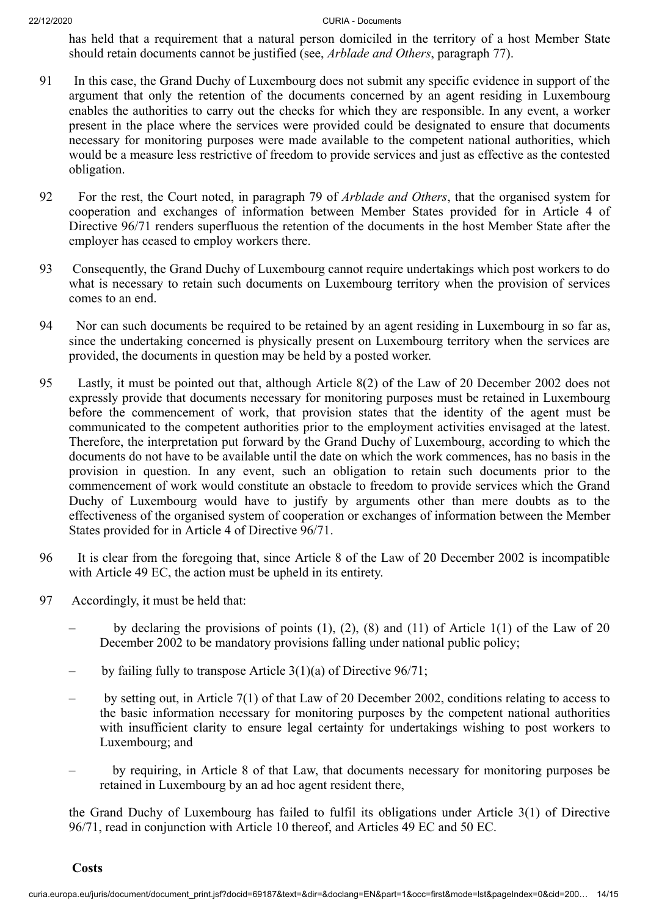has held that a requirement that a natural person domiciled in the territory of a host Member State should retain documents cannot be justified (see, *Arblade and Others*, paragraph 77).

91 In this case, the Grand Duchy of Luxembourg does not submit any specific evidence in support of the argument that only the retention of the documents concerned by an agent residing in Luxembourg enables the authorities to carry out the checks for which they are responsible. In any event, a worker present in the place where the services were provided could be designated to ensure that documents necessary for monitoring purposes were made available to the competent national authorities, which would be a measure less restrictive of freedom to provide services and just as effective as the contested obligation.

92 For the rest, the Court noted, in paragraph 79 of *Arblade and Others*, that the organised system for cooperation and exchanges of information between Member States provided for in Article 4 of Directive 96/71 renders superfluous the retention of the documents in the host Member State after the employer has ceased to employ workers there.

93 Consequently, the Grand Duchy of Luxembourg cannot require undertakings which post workers to do what is necessary to retain such documents on Luxembourg territory when the provision of services comes to an end.

94 Nor can such documents be required to be retained by an agent residing in Luxembourg in so far as, since the undertaking concerned is physically present on Luxembourg territory when the services are provided, the documents in question may be held by a posted worker.

95 Lastly, it must be pointed out that, although Article 8(2) of the Law of 20 December 2002 does not expressly provide that documents necessary for monitoring purposes must be retained in Luxembourg before the commencement of work, that provision states that the identity of the agent must be communicated to the competent authorities prior to the employment activities envisaged at the latest. Therefore, the interpretation put forward by the Grand Duchy of Luxembourg, according to which the documents do not have to be available until the date on which the work commences, has no basis in the provision in question. In any event, such an obligation to retain such documents prior to the commencement of work would constitute an obstacle to freedom to provide services which the Grand Duchy of Luxembourg would have to justify by arguments other than mere doubts as to the effectiveness of the organised system of cooperation or exchanges of information between the Member States provided for in Article 4 of Directive 96/71.

96 It is clear from the foregoing that, since Article 8 of the Law of 20 December 2002 is incompatible with Article 49 EC, the action must be upheld in its entirety.

97 Accordingly, it must be held that:

– by declaring the provisions of points (1), (2), (8) and (11) of Article 1(1) of the Law of 20 December 2002 to be mandatory provisions falling under national public policy;

– by failing fully to transpose Article 3(1)(a) of Directive 96/71;

– by setting out, in Article 7(1) of that Law of 20 December 2002, conditions relating to access to the basic information necessary for monitoring purposes by the competent national authorities with insufficient clarity to ensure legal certainty for undertakings wishing to post workers to Luxembourg; and

– by requiring, in Article 8 of that Law, that documents necessary for monitoring purposes be retained in Luxembourg by an ad hoc agent resident there,

the Grand Duchy of Luxembourg has failed to fulfil its obligations under Article 3(1) of Directive 96/71, read in conjunction with Article 10 thereof, and Articles 49 EC and 50 EC.

**Costs**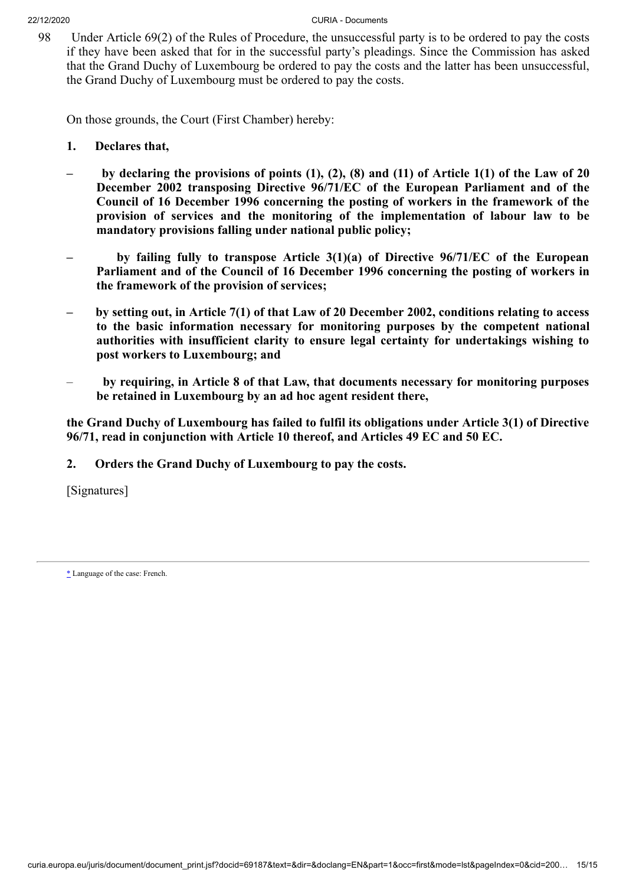98 Under Article 69(2) of the Rules of Procedure, the unsuccessful party is to be ordered to pay the costs if they have been asked that for in the successful party's pleadings. Since the Commission has asked that the Grand Duchy of Luxembourg be ordered to pay the costs and the latter has been unsuccessful, the Grand Duchy of Luxembourg must be ordered to pay the costs.

On those grounds, the Court (First Chamber) hereby:

**1. Declares that,**

**– by declaring the provisions of points (1), (2), (8) and (11) of Article 1(1) of the Law of 20 December 2002 transposing Directive 96/71/EC of the European Parliament and of the Council of 16 December 1996 concerning the posting of workers in the framework of the provision of services and the monitoring of the implementation of labour law to be mandatory provisions falling under national public policy;**

**– by failing fully to transpose Article 3(1)(a) of Directive 96/71/EC of the European Parliament and of the Council of 16 December 1996 concerning the posting of workers in the framework of the provision of services;**

**– by setting out, in Article 7(1) of that Law of 20 December 2002, conditions relating to access to the basic information necessary for monitoring purposes by the competent national authorities with insufficient clarity to ensure legal certainty for undertakings wishing to post workers to Luxembourg; and**

**– by requiring, in Article 8 of that Law, that documents necessary for monitoring purposes be retained in Luxembourg by an ad hoc agent resident there,**

**the Grand Duchy of Luxembourg has failed to fulfil its obligations under Article 3(1) of Directive 96/71, read in conjunction with Article 10 thereof, and Articles 49 EC and 50 EC.**

**2. Orders the Grand Duchy of Luxembourg to pay the costs.**

[Signatures]

---

* Language of the case: French.